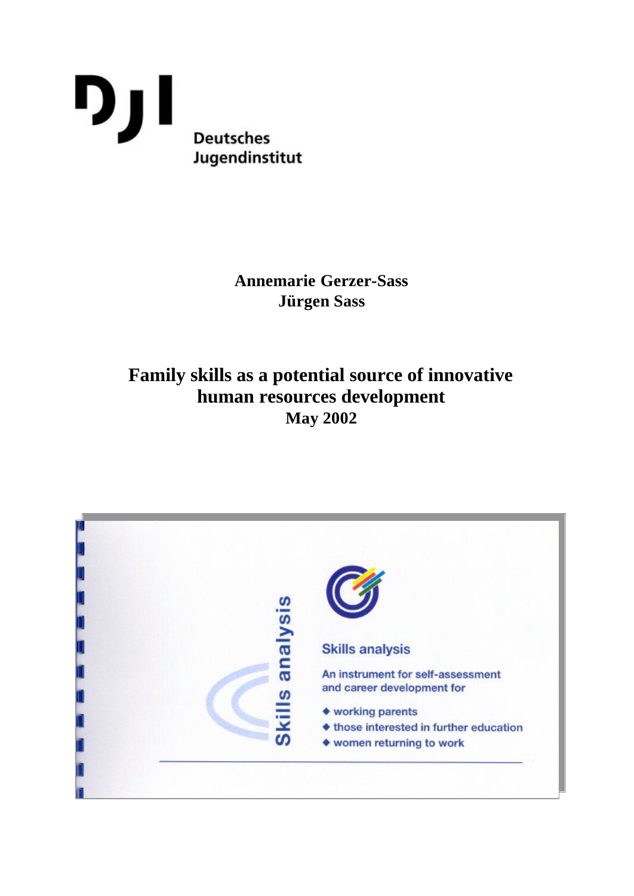DJI

Deutsches Jugendinstitut

**Annemarie Gerzer-Sass**
**Jürgen Sass**

# Family skills as a potential source of innovative human resources development

**May 2002**

Skills analysis

Skills analysis

An instrument for self-assessment and career development for

- working parents
- those interested in further education
- women returning to work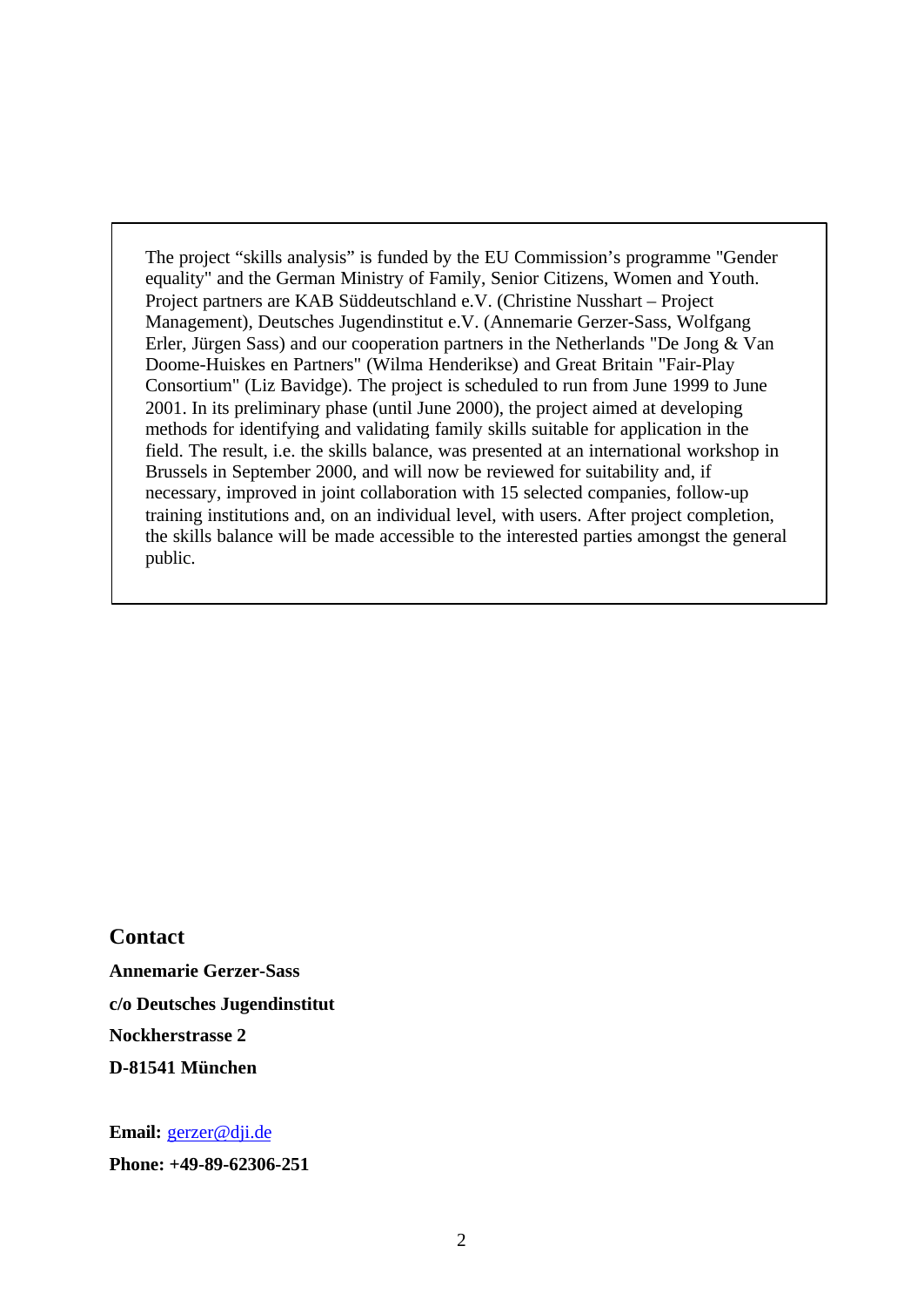The project “skills analysis” is funded by the EU Commission’s programme "Gender equality" and the German Ministry of Family, Senior Citizens, Women and Youth. Project partners are KAB Süddeutschland e.V. (Christine Nusshart – Project Management), Deutsches Jugendinstitut e.V. (Annemarie Gerzer-Sass, Wolfgang Erler, Jürgen Sass) and our cooperation partners in the Netherlands "De Jong & Van Doome-Huiskes en Partners" (Wilma Henderikse) and Great Britain "Fair-Play Consortium" (Liz Bavidge). The project is scheduled to run from June 1999 to June 2001. In its preliminary phase (until June 2000), the project aimed at developing methods for identifying and validating family skills suitable for application in the field. The result, i.e. the skills balance, was presented at an international workshop in Brussels in September 2000, and will now be reviewed for suitability and, if necessary, improved in joint collaboration with 15 selected companies, follow-up training institutions and, on an individual level, with users. After project completion, the skills balance will be made accessible to the interested parties amongst the general public.

## Contact

**Annemarie Gerzer-Sass**

**c/o Deutsches Jugendinstitut**

**Nockherstrasse 2**

**D-81541 München**

**Email:** gerzer@dji.de

**Phone: +49-89-62306-251**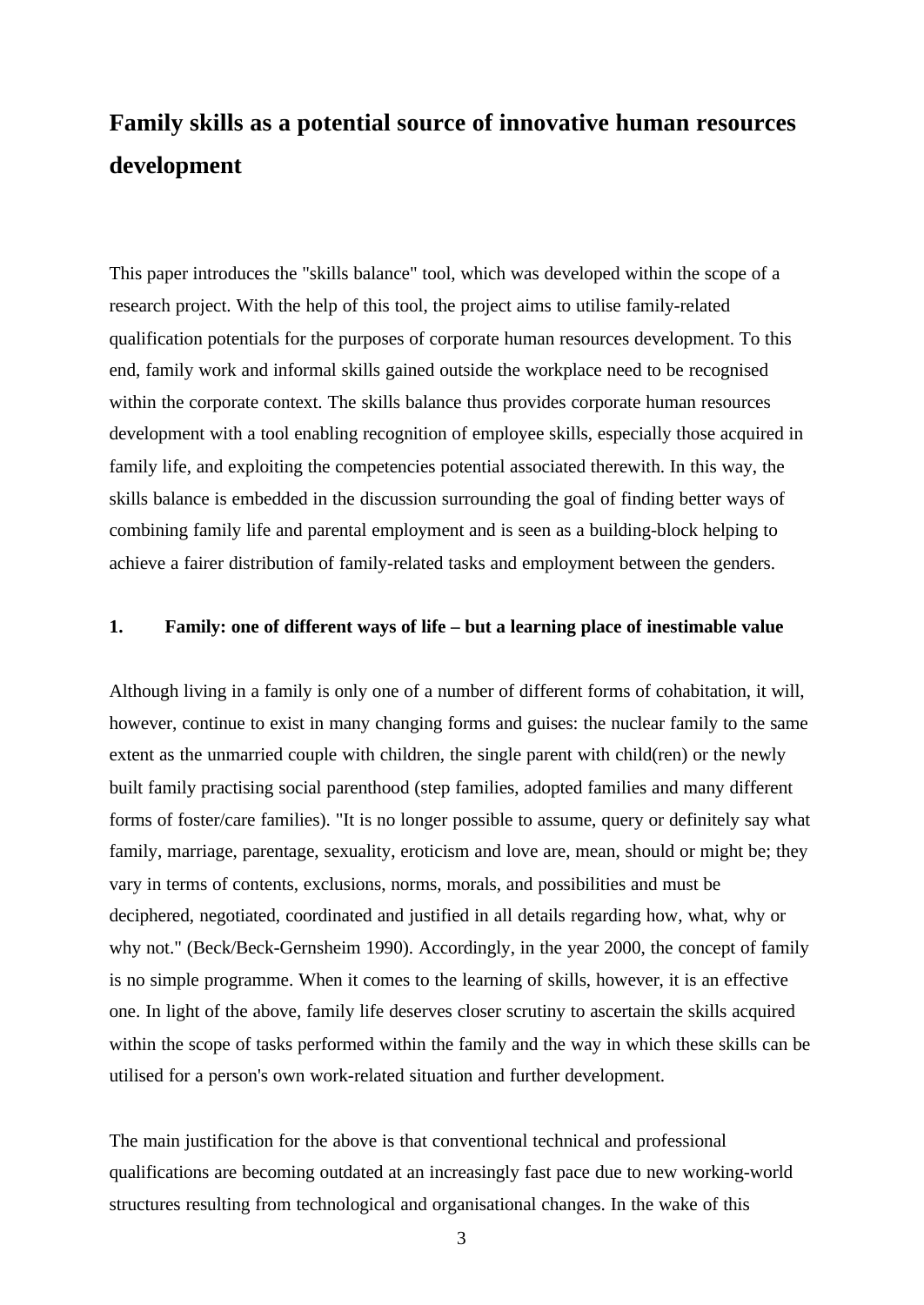# Family skills as a potential source of innovative human resources development

This paper introduces the "skills balance" tool, which was developed within the scope of a research project. With the help of this tool, the project aims to utilise family-related qualification potentials for the purposes of corporate human resources development. To this end, family work and informal skills gained outside the workplace need to be recognised within the corporate context. The skills balance thus provides corporate human resources development with a tool enabling recognition of employee skills, especially those acquired in family life, and exploiting the competencies potential associated therewith. In this way, the skills balance is embedded in the discussion surrounding the goal of finding better ways of combining family life and parental employment and is seen as a building-block helping to achieve a fairer distribution of family-related tasks and employment between the genders.

## 1. Family: one of different ways of life – but a learning place of inestimable value

Although living in a family is only one of a number of different forms of cohabitation, it will, however, continue to exist in many changing forms and guises: the nuclear family to the same extent as the unmarried couple with children, the single parent with child(ren) or the newly built family practising social parenthood (step families, adopted families and many different forms of foster/care families). "It is no longer possible to assume, query or definitely say what family, marriage, parentage, sexuality, eroticism and love are, mean, should or might be; they vary in terms of contents, exclusions, norms, morals, and possibilities and must be deciphered, negotiated, coordinated and justified in all details regarding how, what, why or why not." (Beck/Beck-Gernsheim 1990). Accordingly, in the year 2000, the concept of family is no simple programme. When it comes to the learning of skills, however, it is an effective one. In light of the above, family life deserves closer scrutiny to ascertain the skills acquired within the scope of tasks performed within the family and the way in which these skills can be utilised for a person's own work-related situation and further development.

The main justification for the above is that conventional technical and professional qualifications are becoming outdated at an increasingly fast pace due to new working-world structures resulting from technological and organisational changes. In the wake of this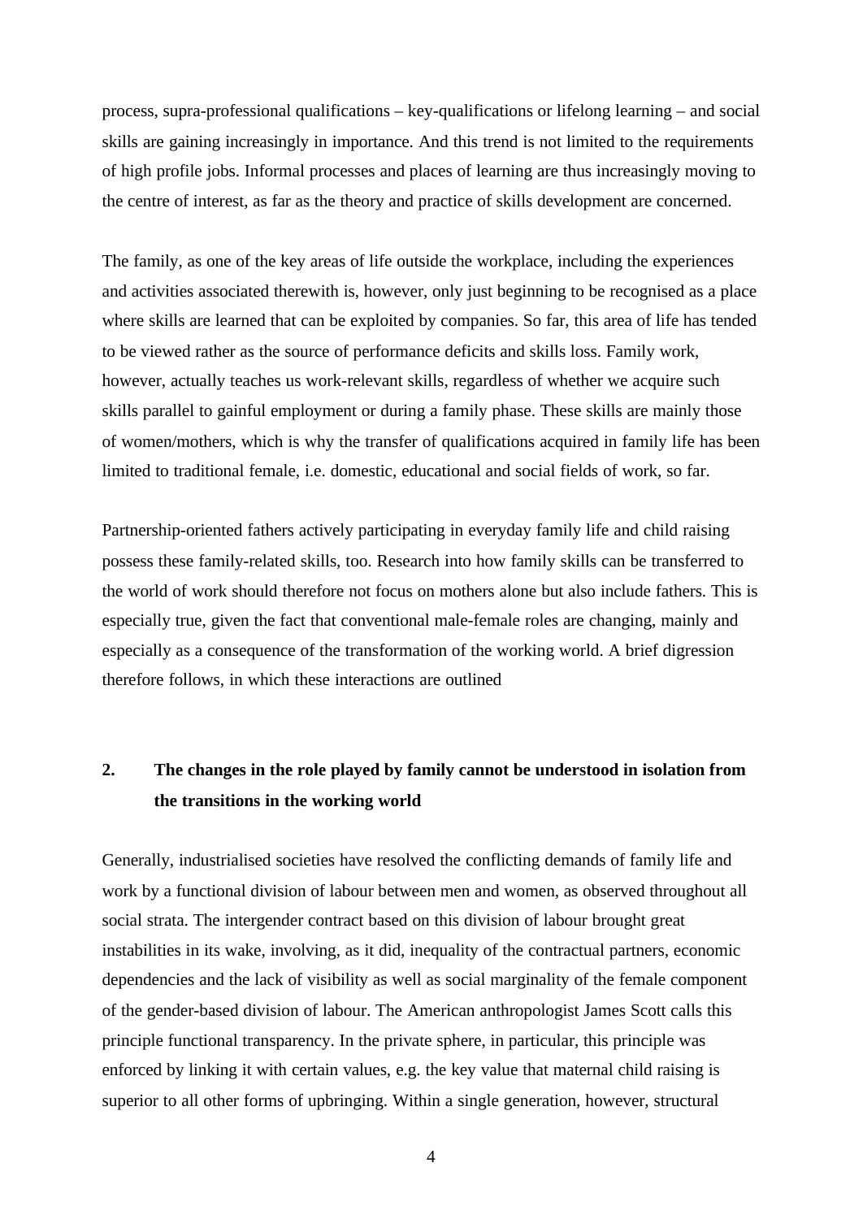process, supra-professional qualifications – key-qualifications or lifelong learning – and social skills are gaining increasingly in importance. And this trend is not limited to the requirements of high profile jobs. Informal processes and places of learning are thus increasingly moving to the centre of interest, as far as the theory and practice of skills development are concerned.

The family, as one of the key areas of life outside the workplace, including the experiences and activities associated therewith is, however, only just beginning to be recognised as a place where skills are learned that can be exploited by companies. So far, this area of life has tended to be viewed rather as the source of performance deficits and skills loss. Family work, however, actually teaches us work-relevant skills, regardless of whether we acquire such skills parallel to gainful employment or during a family phase. These skills are mainly those of women/mothers, which is why the transfer of qualifications acquired in family life has been limited to traditional female, i.e. domestic, educational and social fields of work, so far.

Partnership-oriented fathers actively participating in everyday family life and child raising possess these family-related skills, too. Research into how family skills can be transferred to the world of work should therefore not focus on mothers alone but also include fathers. This is especially true, given the fact that conventional male-female roles are changing, mainly and especially as a consequence of the transformation of the working world. A brief digression therefore follows, in which these interactions are outlined

## 2. The changes in the role played by family cannot be understood in isolation from the transitions in the working world

Generally, industrialised societies have resolved the conflicting demands of family life and work by a functional division of labour between men and women, as observed throughout all social strata. The intergender contract based on this division of labour brought great instabilities in its wake, involving, as it did, inequality of the contractual partners, economic dependencies and the lack of visibility as well as social marginality of the female component of the gender-based division of labour. The American anthropologist James Scott calls this principle functional transparency. In the private sphere, in particular, this principle was enforced by linking it with certain values, e.g. the key value that maternal child raising is superior to all other forms of upbringing. Within a single generation, however, structural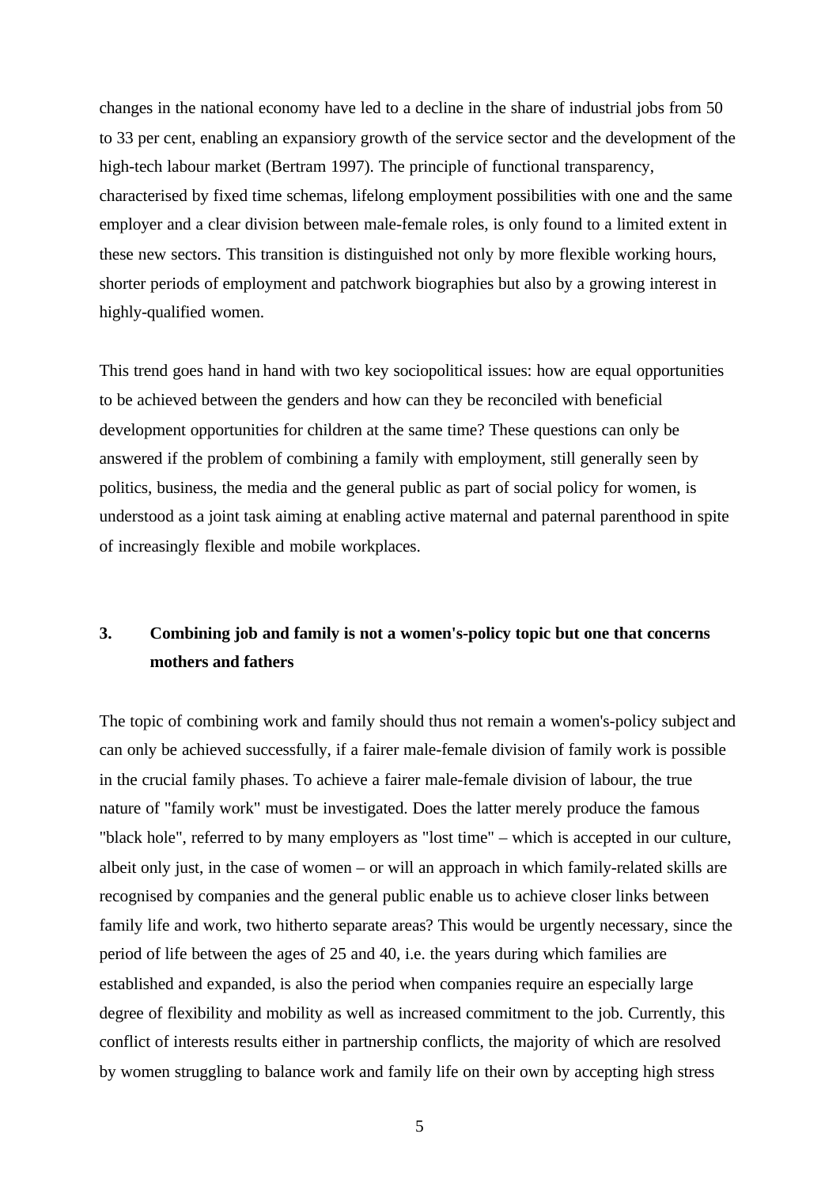changes in the national economy have led to a decline in the share of industrial jobs from 50 to 33 per cent, enabling an expansiory growth of the service sector and the development of the high-tech labour market (Bertram 1997). The principle of functional transparency, characterised by fixed time schemas, lifelong employment possibilities with one and the same employer and a clear division between male-female roles, is only found to a limited extent in these new sectors. This transition is distinguished not only by more flexible working hours, shorter periods of employment and patchwork biographies but also by a growing interest in highly-qualified women.

This trend goes hand in hand with two key sociopolitical issues: how are equal opportunities to be achieved between the genders and how can they be reconciled with beneficial development opportunities for children at the same time? These questions can only be answered if the problem of combining a family with employment, still generally seen by politics, business, the media and the general public as part of social policy for women, is understood as a joint task aiming at enabling active maternal and paternal parenthood in spite of increasingly flexible and mobile workplaces.

## 3. Combining job and family is not a women's-policy topic but one that concerns mothers and fathers

The topic of combining work and family should thus not remain a women's-policy subject and can only be achieved successfully, if a fairer male-female division of family work is possible in the crucial family phases. To achieve a fairer male-female division of labour, the true nature of "family work" must be investigated. Does the latter merely produce the famous "black hole", referred to by many employers as "lost time" – which is accepted in our culture, albeit only just, in the case of women – or will an approach in which family-related skills are recognised by companies and the general public enable us to achieve closer links between family life and work, two hitherto separate areas? This would be urgently necessary, since the period of life between the ages of 25 and 40, i.e. the years during which families are established and expanded, is also the period when companies require an especially large degree of flexibility and mobility as well as increased commitment to the job. Currently, this conflict of interests results either in partnership conflicts, the majority of which are resolved by women struggling to balance work and family life on their own by accepting high stress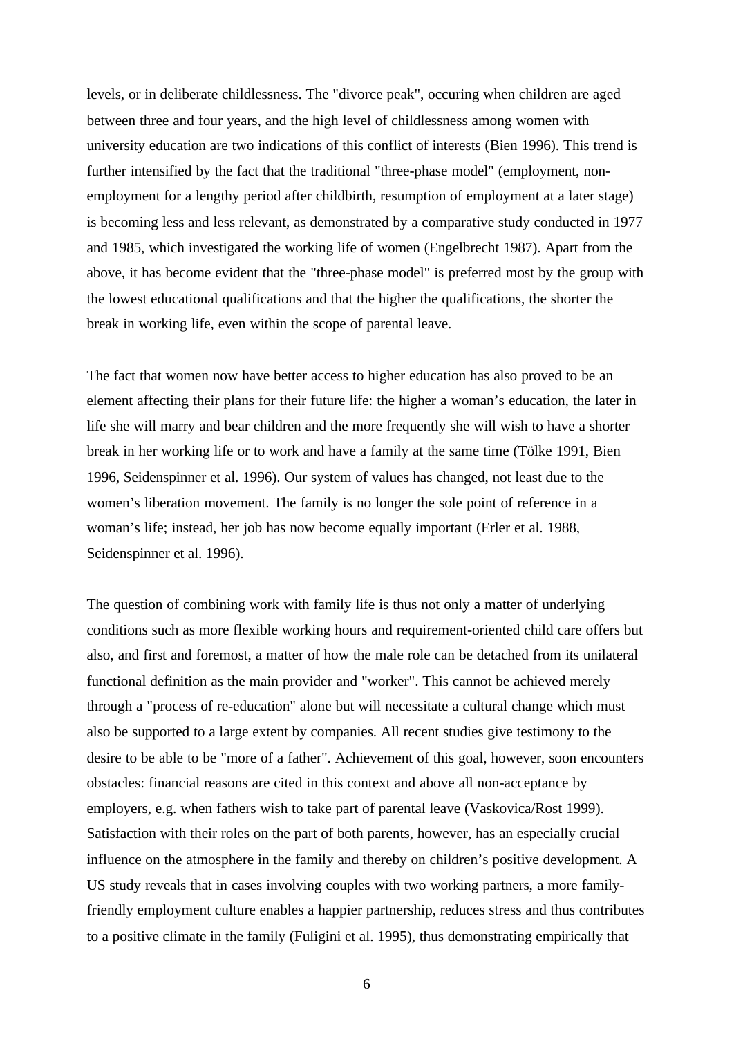levels, or in deliberate childlessness. The "divorce peak", occuring when children are aged between three and four years, and the high level of childlessness among women with university education are two indications of this conflict of interests (Bien 1996). This trend is further intensified by the fact that the traditional "three-phase model" (employment, non-employment for a lengthy period after childbirth, resumption of employment at a later stage) is becoming less and less relevant, as demonstrated by a comparative study conducted in 1977 and 1985, which investigated the working life of women (Engelbrecht 1987). Apart from the above, it has become evident that the "three-phase model" is preferred most by the group with the lowest educational qualifications and that the higher the qualifications, the shorter the break in working life, even within the scope of parental leave.

The fact that women now have better access to higher education has also proved to be an element affecting their plans for their future life: the higher a woman's education, the later in life she will marry and bear children and the more frequently she will wish to have a shorter break in her working life or to work and have a family at the same time (Tölke 1991, Bien 1996, Seidenspinner et al. 1996). Our system of values has changed, not least due to the women's liberation movement. The family is no longer the sole point of reference in a woman's life; instead, her job has now become equally important (Erler et al. 1988, Seidenspinner et al. 1996).

The question of combining work with family life is thus not only a matter of underlying conditions such as more flexible working hours and requirement-oriented child care offers but also, and first and foremost, a matter of how the male role can be detached from its unilateral functional definition as the main provider and "worker". This cannot be achieved merely through a "process of re-education" alone but will necessitate a cultural change which must also be supported to a large extent by companies. All recent studies give testimony to the desire to be able to be "more of a father". Achievement of this goal, however, soon encounters obstacles: financial reasons are cited in this context and above all non-acceptance by employers, e.g. when fathers wish to take part of parental leave (Vaskovica/Rost 1999). Satisfaction with their roles on the part of both parents, however, has an especially crucial influence on the atmosphere in the family and thereby on children's positive development. A US study reveals that in cases involving couples with two working partners, a more family-friendly employment culture enables a happier partnership, reduces stress and thus contributes to a positive climate in the family (Fuligini et al. 1995), thus demonstrating empirically that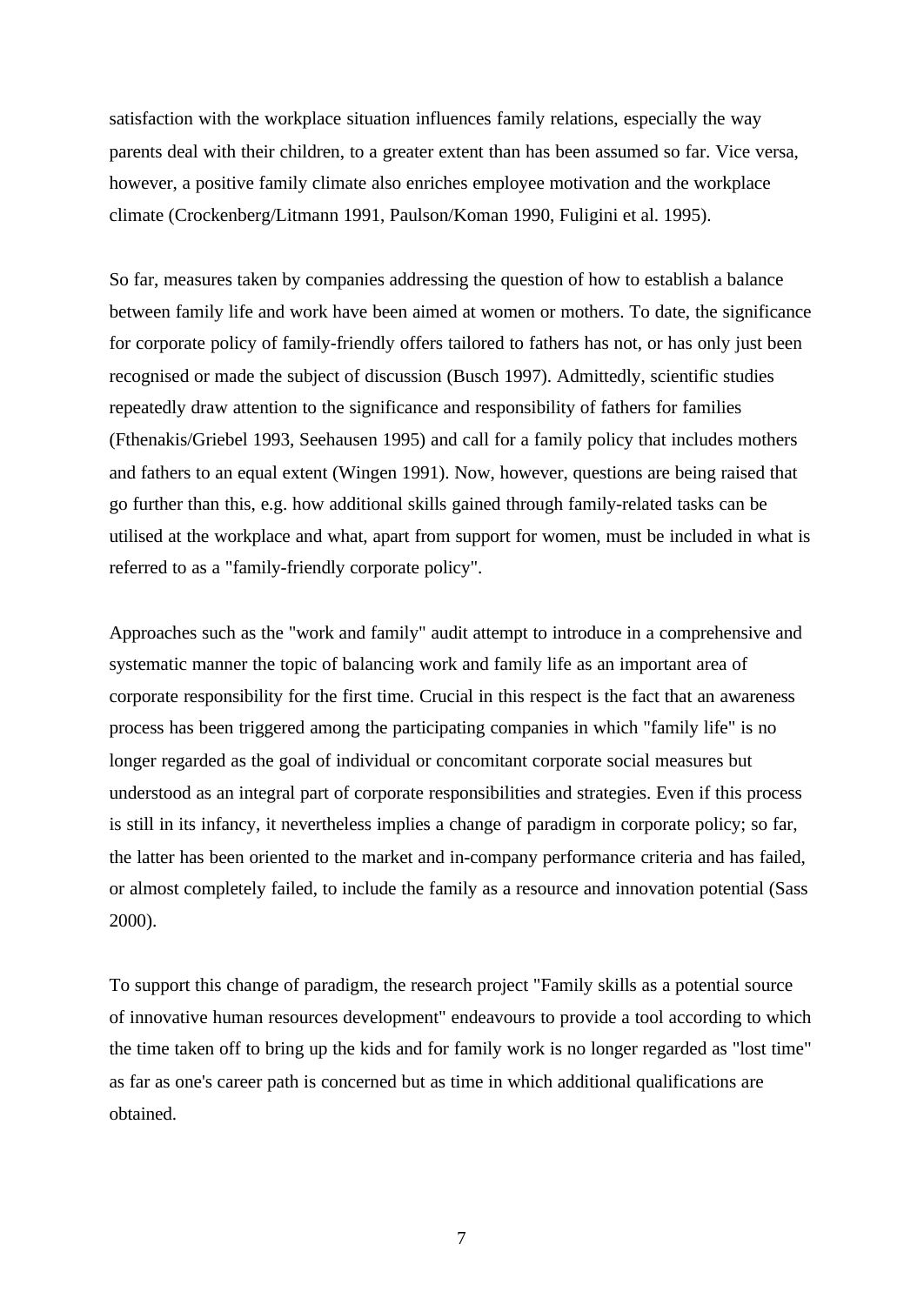satisfaction with the workplace situation influences family relations, especially the way parents deal with their children, to a greater extent than has been assumed so far. Vice versa, however, a positive family climate also enriches employee motivation and the workplace climate (Crockenberg/Litmann 1991, Paulson/Koman 1990, Fuligini et al. 1995).

So far, measures taken by companies addressing the question of how to establish a balance between family life and work have been aimed at women or mothers. To date, the significance for corporate policy of family-friendly offers tailored to fathers has not, or has only just been recognised or made the subject of discussion (Busch 1997). Admittedly, scientific studies repeatedly draw attention to the significance and responsibility of fathers for families (Fthenakis/Griebel 1993, Seehausen 1995) and call for a family policy that includes mothers and fathers to an equal extent (Wingen 1991). Now, however, questions are being raised that go further than this, e.g. how additional skills gained through family-related tasks can be utilised at the workplace and what, apart from support for women, must be included in what is referred to as a "family-friendly corporate policy".

Approaches such as the "work and family" audit attempt to introduce in a comprehensive and systematic manner the topic of balancing work and family life as an important area of corporate responsibility for the first time. Crucial in this respect is the fact that an awareness process has been triggered among the participating companies in which "family life" is no longer regarded as the goal of individual or concomitant corporate social measures but understood as an integral part of corporate responsibilities and strategies. Even if this process is still in its infancy, it nevertheless implies a change of paradigm in corporate policy; so far, the latter has been oriented to the market and in-company performance criteria and has failed, or almost completely failed, to include the family as a resource and innovation potential (Sass 2000).

To support this change of paradigm, the research project "Family skills as a potential source of innovative human resources development" endeavours to provide a tool according to which the time taken off to bring up the kids and for family work is no longer regarded as "lost time" as far as one's career path is concerned but as time in which additional qualifications are obtained.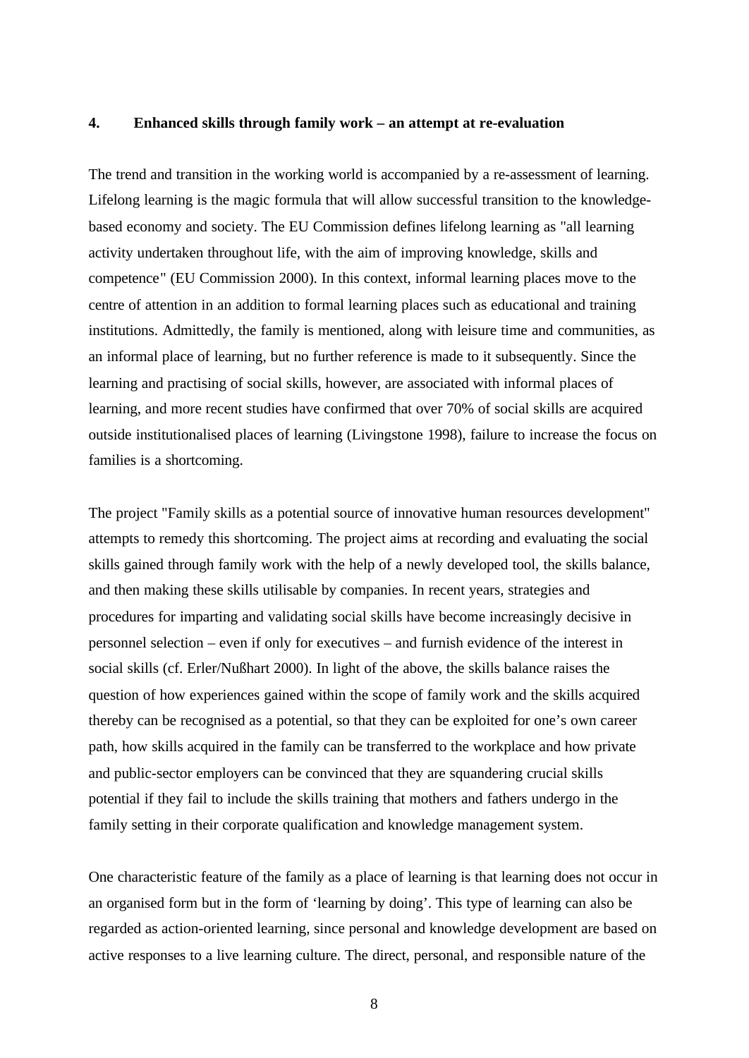## 4. Enhanced skills through family work – an attempt at re-evaluation

The trend and transition in the working world is accompanied by a re-assessment of learning. Lifelong learning is the magic formula that will allow successful transition to the knowledge-based economy and society. The EU Commission defines lifelong learning as "all learning activity undertaken throughout life, with the aim of improving knowledge, skills and competence" (EU Commission 2000). In this context, informal learning places move to the centre of attention in an addition to formal learning places such as educational and training institutions. Admittedly, the family is mentioned, along with leisure time and communities, as an informal place of learning, but no further reference is made to it subsequently. Since the learning and practising of social skills, however, are associated with informal places of learning, and more recent studies have confirmed that over 70% of social skills are acquired outside institutionalised places of learning (Livingstone 1998), failure to increase the focus on families is a shortcoming.

The project "Family skills as a potential source of innovative human resources development" attempts to remedy this shortcoming. The project aims at recording and evaluating the social skills gained through family work with the help of a newly developed tool, the skills balance, and then making these skills utilisable by companies. In recent years, strategies and procedures for imparting and validating social skills have become increasingly decisive in personnel selection – even if only for executives – and furnish evidence of the interest in social skills (cf. Erler/Nußhart 2000). In light of the above, the skills balance raises the question of how experiences gained within the scope of family work and the skills acquired thereby can be recognised as a potential, so that they can be exploited for one's own career path, how skills acquired in the family can be transferred to the workplace and how private and public-sector employers can be convinced that they are squandering crucial skills potential if they fail to include the skills training that mothers and fathers undergo in the family setting in their corporate qualification and knowledge management system.

One characteristic feature of the family as a place of learning is that learning does not occur in an organised form but in the form of 'learning by doing'. This type of learning can also be regarded as action-oriented learning, since personal and knowledge development are based on active responses to a live learning culture. The direct, personal, and responsible nature of the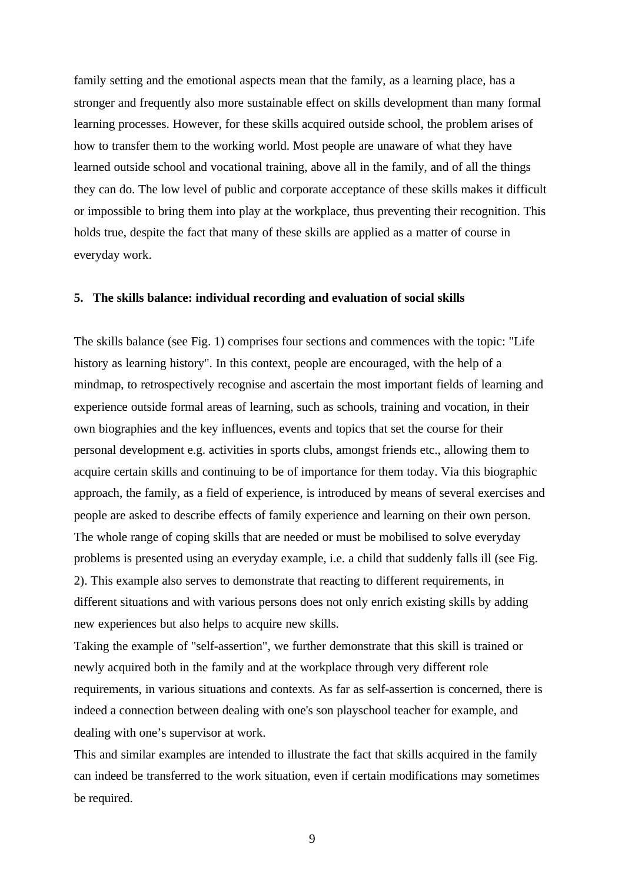family setting and the emotional aspects mean that the family, as a learning place, has a stronger and frequently also more sustainable effect on skills development than many formal learning processes. However, for these skills acquired outside school, the problem arises of how to transfer them to the working world. Most people are unaware of what they have learned outside school and vocational training, above all in the family, and of all the things they can do. The low level of public and corporate acceptance of these skills makes it difficult or impossible to bring them into play at the workplace, thus preventing their recognition. This holds true, despite the fact that many of these skills are applied as a matter of course in everyday work.

## 5. The skills balance: individual recording and evaluation of social skills

The skills balance (see Fig. 1) comprises four sections and commences with the topic: "Life history as learning history". In this context, people are encouraged, with the help of a mindmap, to retrospectively recognise and ascertain the most important fields of learning and experience outside formal areas of learning, such as schools, training and vocation, in their own biographies and the key influences, events and topics that set the course for their personal development e.g. activities in sports clubs, amongst friends etc., allowing them to acquire certain skills and continuing to be of importance for them today. Via this biographic approach, the family, as a field of experience, is introduced by means of several exercises and people are asked to describe effects of family experience and learning on their own person. The whole range of coping skills that are needed or must be mobilised to solve everyday problems is presented using an everyday example, i.e. a child that suddenly falls ill (see Fig. 2). This example also serves to demonstrate that reacting to different requirements, in different situations and with various persons does not only enrich existing skills by adding new experiences but also helps to acquire new skills.

Taking the example of "self-assertion", we further demonstrate that this skill is trained or newly acquired both in the family and at the workplace through very different role requirements, in various situations and contexts. As far as self-assertion is concerned, there is indeed a connection between dealing with one's son playschool teacher for example, and dealing with one's supervisor at work.

This and similar examples are intended to illustrate the fact that skills acquired in the family can indeed be transferred to the work situation, even if certain modifications may sometimes be required.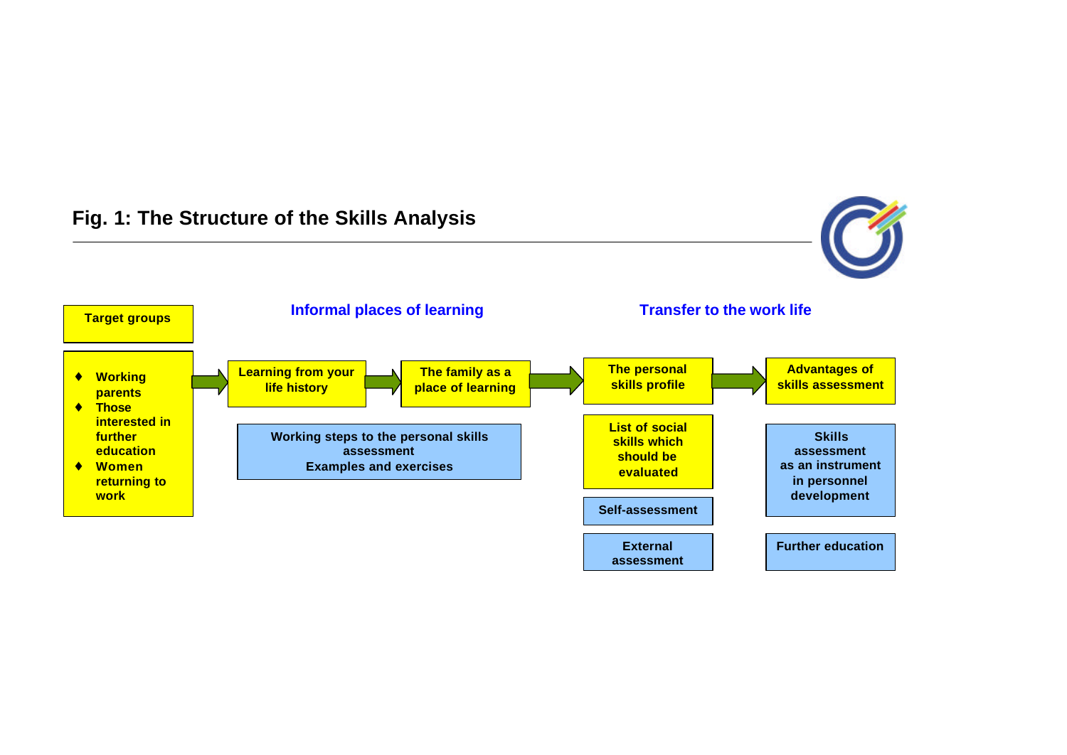## Fig. 1: The Structure of the Skills Analysis

**Target groups**

- Working parents
- Those interested in further education
- Women returning to work

**Informal places of learning**

Learning from your life history → The family as a place of learning

Working steps to the personal skills assessment
Examples and exercises

**Transfer to the work life**

The personal skills profile → Advantages of skills assessment

List of social skills which should be evaluated

Self-assessment

External assessment

Skills assessment as an instrument in personnel development

Further education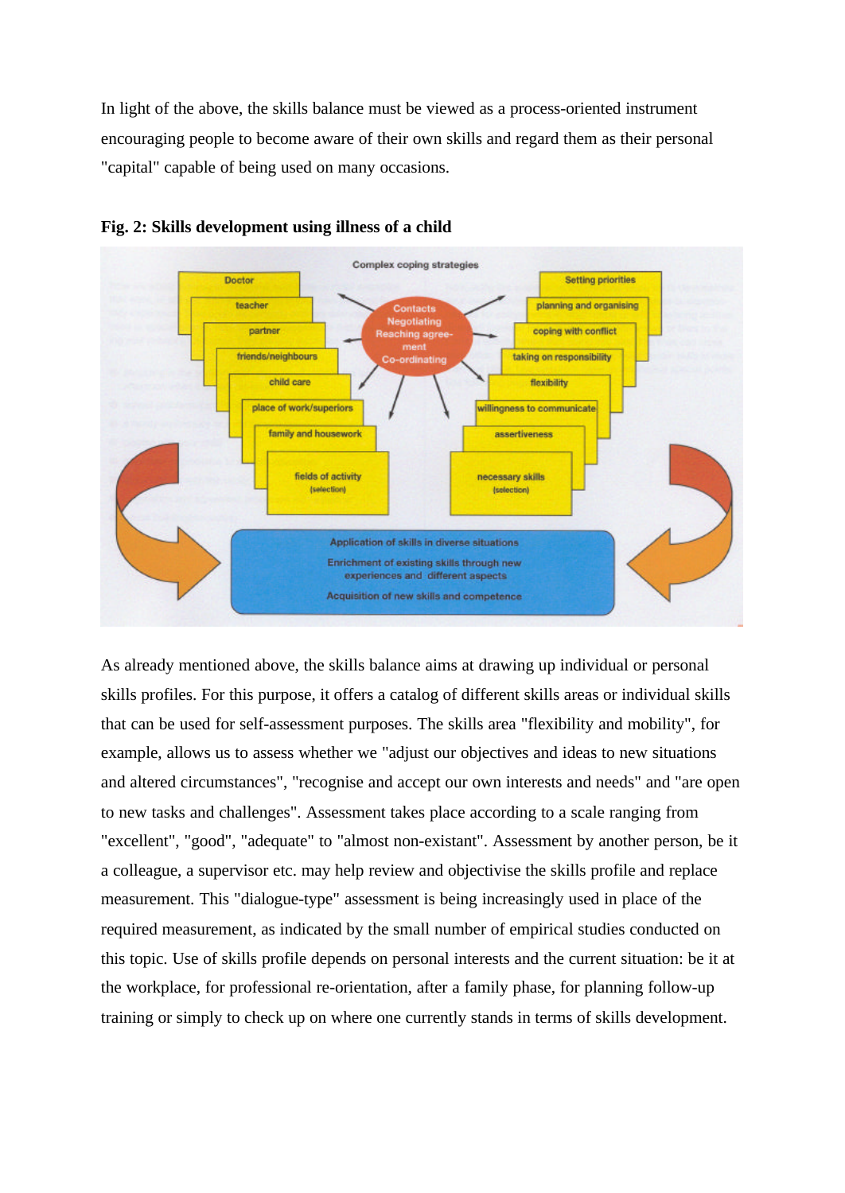In light of the above, the skills balance must be viewed as a process-oriented instrument encouraging people to become aware of their own skills and regard them as their personal "capital" capable of being used on many occasions.

**Fig. 2: Skills development using illness of a child**

As already mentioned above, the skills balance aims at drawing up individual or personal skills profiles. For this purpose, it offers a catalog of different skills areas or individual skills that can be used for self-assessment purposes. The skills area "flexibility and mobility", for example, allows us to assess whether we "adjust our objectives and ideas to new situations and altered circumstances", "recognise and accept our own interests and needs" and "are open to new tasks and challenges". Assessment takes place according to a scale ranging from "excellent", "good", "adequate" to "almost non-existant". Assessment by another person, be it a colleague, a supervisor etc. may help review and objectivise the skills profile and replace measurement. This "dialogue-type" assessment is being increasingly used in place of the required measurement, as indicated by the small number of empirical studies conducted on this topic. Use of skills profile depends on personal interests and the current situation: be it at the workplace, for professional re-orientation, after a family phase, for planning follow-up training or simply to check up on where one currently stands in terms of skills development.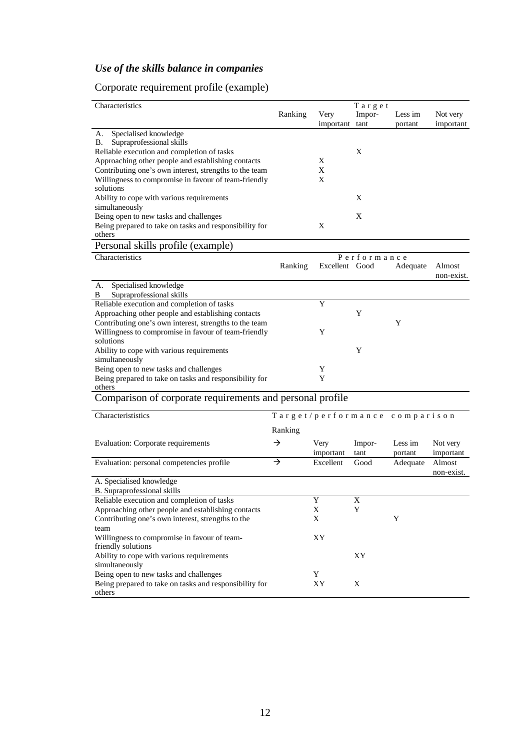## *Use of the skills balance in companies*

### Corporate requirement profile (example)

| Characteristics | Ranking | Target | | | |
|---|---|---|---|---|---|
| | | Very important | Important | Less important | Not very important |
| A. Specialised knowledge | | | | | |
| B. Supraprofessional skills | | | | | |
| Reliable execution and completion of tasks | | | X | | |
| Approaching other people and establishing contacts | | X | | | |
| Contributing one's own interest, strengths to the team | | X | | | |
| Willingness to compromise in favour of team-friendly solutions | | X | | | |
| Ability to cope with various requirements simultaneously | | | X | | |
| Being open to new tasks and challenges | | | X | | |
| Being prepared to take on tasks and responsibility for others | | X | | | |

### Personal skills profile (example)

| Characteristics | Ranking | Performance | | | |
|---|---|---|---|---|---|
| | | Excellent | Good | Adequate | Almost non-exist. |
| A. Specialised knowledge | | | | | |
| B Supraprofessional skills | | | | | |
| Reliable execution and completion of tasks | | Y | | | |
| Approaching other people and establishing contacts | | | Y | | |
| Contributing one's own interest, strengths to the team | | | | Y | |
| Willingness to compromise in favour of team-friendly solutions | | Y | | | |
| Ability to cope with various requirements simultaneously | | | Y | | |
| Being open to new tasks and challenges | | Y | | | |
| Being prepared to take on tasks and responsibility for others | | Y | | | |

### Comparison of corporate requirements and personal profile

| Characterististics | Target/performance comparison | | | | |
|---|---|---|---|---|---|
| | Ranking | | | | |
| Evaluation: Corporate requirements | → | Very important | Important | Less important | Not very important |
| Evaluation: personal competencies profile | → | Excellent | Good | Adequate | Almost non-exist. |
| A. Specialised knowledge | | | | | |
| B. Supraprofessional skills | | | | | |
| Reliable execution and completion of tasks | | Y | X | | |
| Approaching other people and establishing contacts | | X | Y | | |
| Contributing one's own interest, strengths to the team | | X | | Y | |
| Willingness to compromise in favour of team-friendly solutions | | XY | | | |
| Ability to cope with various requirements simultaneously | | | XY | | |
| Being open to new tasks and challenges | | Y | | | |
| Being prepared to take on tasks and responsibility for others | | XY | X | | |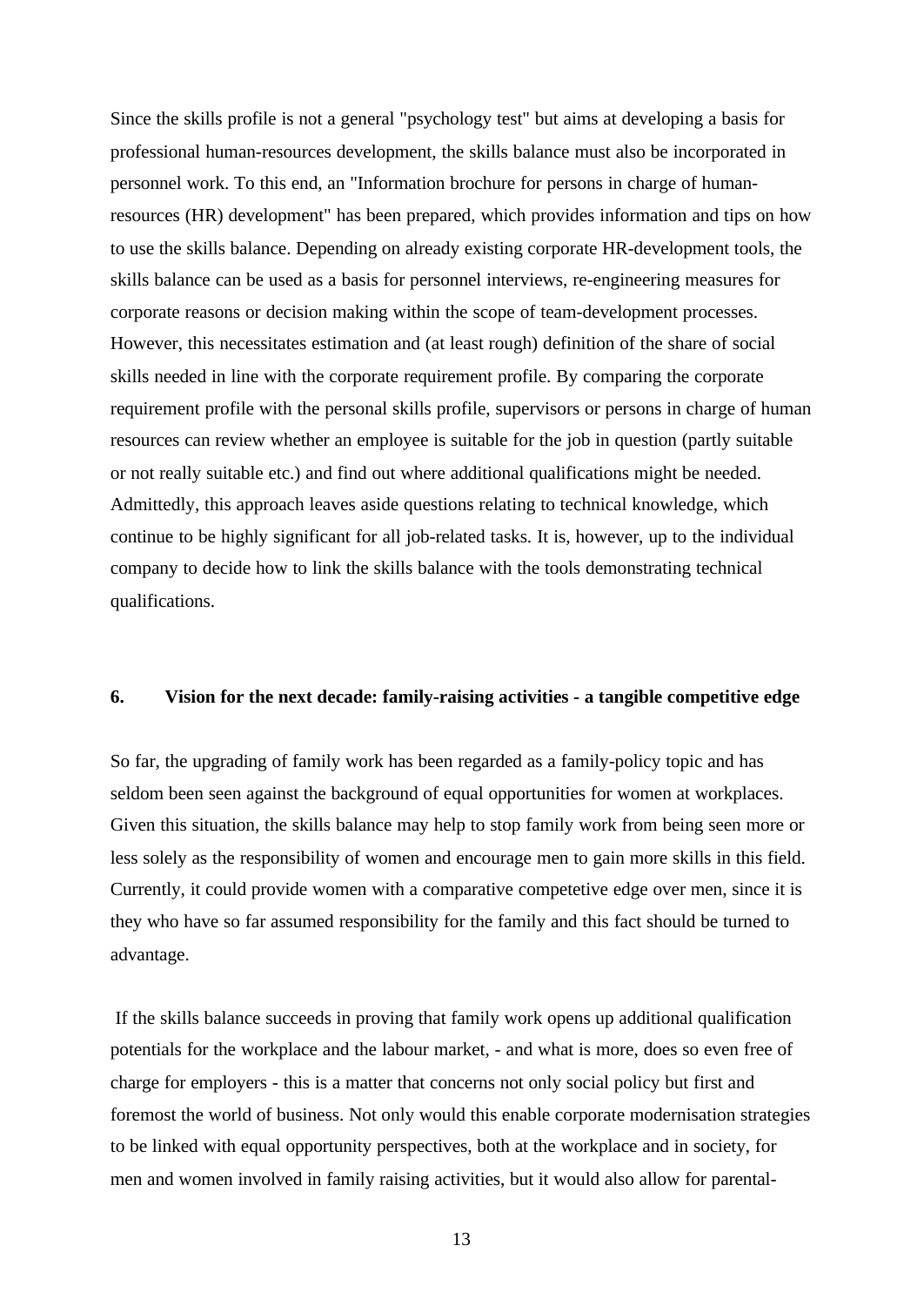Since the skills profile is not a general "psychology test" but aims at developing a basis for professional human-resources development, the skills balance must also be incorporated in personnel work. To this end, an "Information brochure for persons in charge of human-resources (HR) development" has been prepared, which provides information and tips on how to use the skills balance. Depending on already existing corporate HR-development tools, the skills balance can be used as a basis for personnel interviews, re-engineering measures for corporate reasons or decision making within the scope of team-development processes. However, this necessitates estimation and (at least rough) definition of the share of social skills needed in line with the corporate requirement profile. By comparing the corporate requirement profile with the personal skills profile, supervisors or persons in charge of human resources can review whether an employee is suitable for the job in question (partly suitable or not really suitable etc.) and find out where additional qualifications might be needed. Admittedly, this approach leaves aside questions relating to technical knowledge, which continue to be highly significant for all job-related tasks. It is, however, up to the individual company to decide how to link the skills balance with the tools demonstrating technical qualifications.

## 6. Vision for the next decade: family-raising activities - a tangible competitive edge

So far, the upgrading of family work has been regarded as a family-policy topic and has seldom been seen against the background of equal opportunities for women at workplaces. Given this situation, the skills balance may help to stop family work from being seen more or less solely as the responsibility of women and encourage men to gain more skills in this field. Currently, it could provide women with a comparative competetive edge over men, since it is they who have so far assumed responsibility for the family and this fact should be turned to advantage.

If the skills balance succeeds in proving that family work opens up additional qualification potentials for the workplace and the labour market, - and what is more, does so even free of charge for employers - this is a matter that concerns not only social policy but first and foremost the world of business. Not only would this enable corporate modernisation strategies to be linked with equal opportunity perspectives, both at the workplace and in society, for men and women involved in family raising activities, but it would also allow for parental-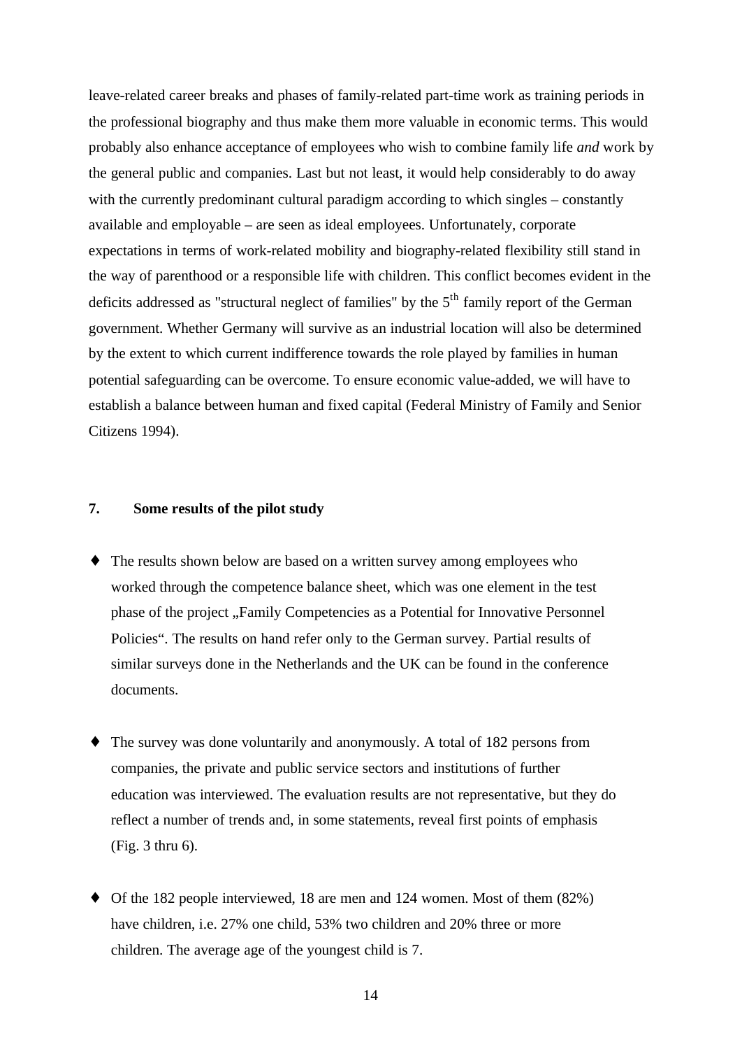leave-related career breaks and phases of family-related part-time work as training periods in the professional biography and thus make them more valuable in economic terms. This would probably also enhance acceptance of employees who wish to combine family life *and* work by the general public and companies. Last but not least, it would help considerably to do away with the currently predominant cultural paradigm according to which singles – constantly available and employable – are seen as ideal employees. Unfortunately, corporate expectations in terms of work-related mobility and biography-related flexibility still stand in the way of parenthood or a responsible life with children. This conflict becomes evident in the deficits addressed as "structural neglect of families" by the 5th family report of the German government. Whether Germany will survive as an industrial location will also be determined by the extent to which current indifference towards the role played by families in human potential safeguarding can be overcome. To ensure economic value-added, we will have to establish a balance between human and fixed capital (Federal Ministry of Family and Senior Citizens 1994).

## 7. Some results of the pilot study

- The results shown below are based on a written survey among employees who worked through the competence balance sheet, which was one element in the test phase of the project „Family Competencies as a Potential for Innovative Personnel Policies". The results on hand refer only to the German survey. Partial results of similar surveys done in the Netherlands and the UK can be found in the conference documents.

- The survey was done voluntarily and anonymously. A total of 182 persons from companies, the private and public service sectors and institutions of further education was interviewed. The evaluation results are not representative, but they do reflect a number of trends and, in some statements, reveal first points of emphasis (Fig. 3 thru 6).

- Of the 182 people interviewed, 18 are men and 124 women. Most of them (82%) have children, i.e. 27% one child, 53% two children and 20% three or more children. The average age of the youngest child is 7.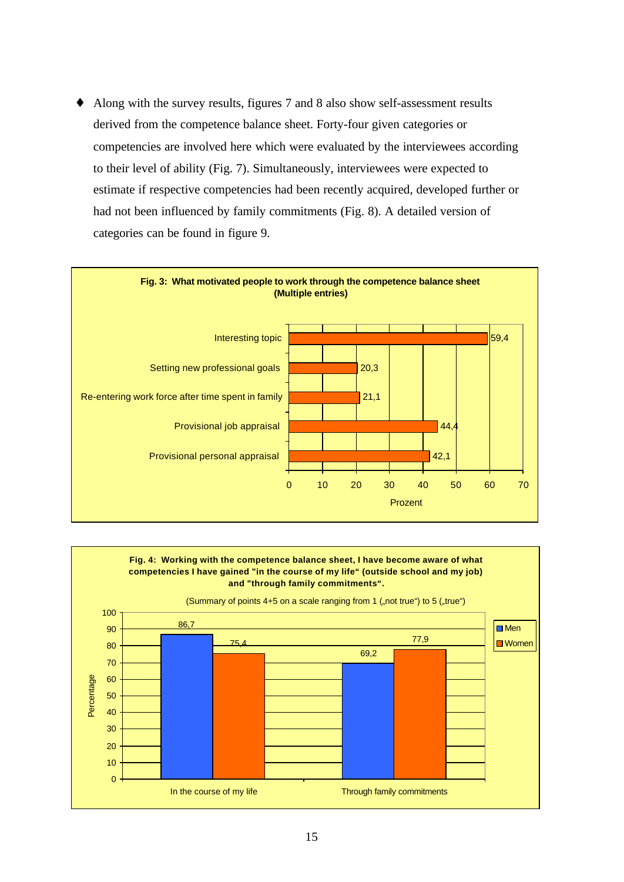- Along with the survey results, figures 7 and 8 also show self-assessment results derived from the competence balance sheet. Forty-four given categories or competencies are involved here which were evaluated by the interviewees according to their level of ability (Fig. 7). Simultaneously, interviewees were expected to estimate if respective competencies had been recently acquired, developed further or had not been influenced by family commitments (Fig. 8). A detailed version of categories can be found in figure 9.

**Fig. 3: What motivated people to work through the competence balance sheet (Multiple entries)**

| Category | Prozent |
|---|---|
| Interesting topic | 59,4 |
| Setting new professional goals | 20,3 |
| Re-entering work force after time spent in family | 21,1 |
| Provisional job appraisal | 44,4 |
| Provisional personal appraisal | 42,1 |

**Fig. 4: Working with the competence balance sheet, I have become aware of what competencies I have gained "in the course of my life" (outside school and my job) and "through family commitments".**

(Summary of points 4+5 on a scale ranging from 1 („not true") to 5 („true")

| Percentage | Men | Women |
|---|---|---|
| In the course of my life | 86,7 | 75,4 |
| Through family commitments | 69,2 | 77,9 |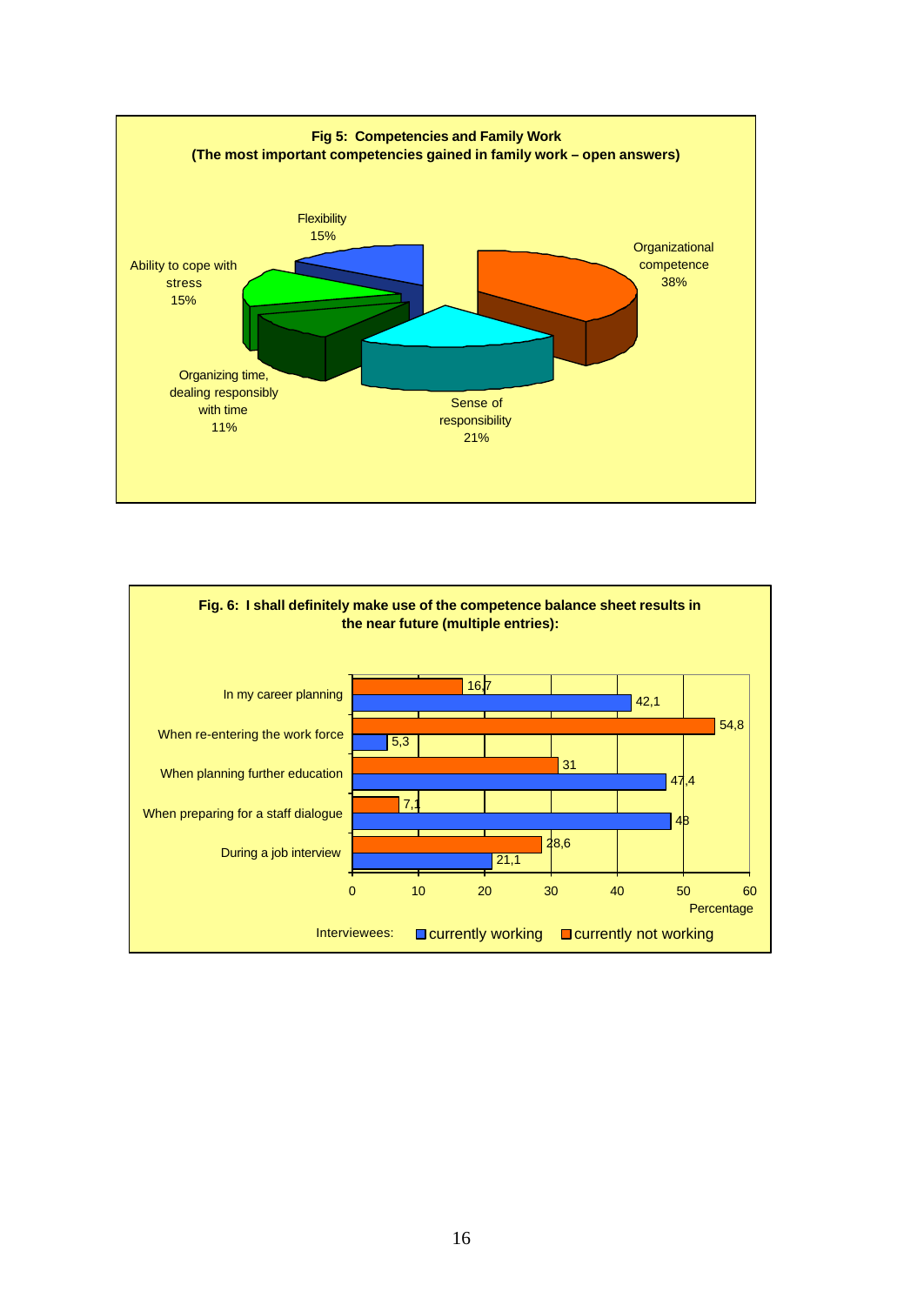**Fig 5: Competencies and Family Work**
**(The most important competencies gained in family work – open answers)**

| Competency | Percentage |
|---|---|
| Organizational competence | 38% |
| Sense of responsibility | 21% |
| Organizing time, dealing responsibly with time | 11% |
| Ability to cope with stress | 15% |
| Flexibility | 15% |

**Fig. 6: I shall definitely make use of the competence balance sheet results in the near future (multiple entries):**

| | currently working | currently not working |
|---|---|---|
| In my career planning | 42,1 | 16,7 |
| When re-entering the work force | 5,3 | 54,8 |
| When planning further education | 47,4 | 31 |
| When preparing for a staff dialogue | 48 | 7,1 |
| During a job interview | 21,1 | 28,6 |

Percentage

Interviewees: currently working, currently not working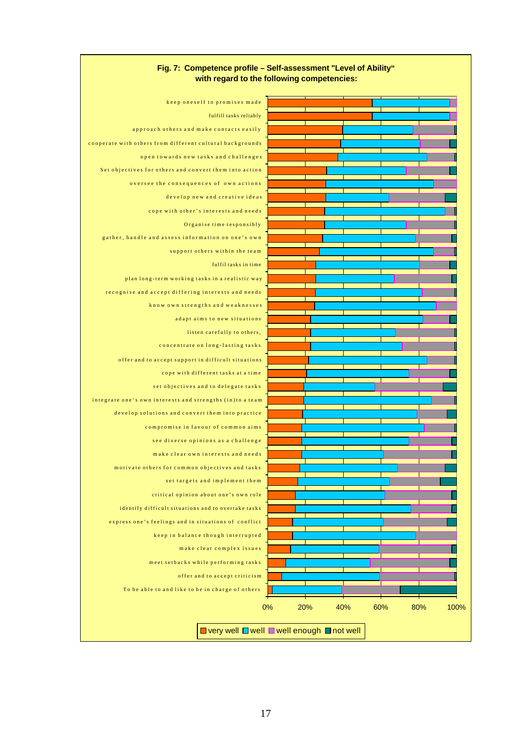**Fig. 7: Competence profile – Self-assessment "Level of Ability" with regard to the following competencies:**

- keep oneself to promises made
- fulfill tasks reliably
- approach others and make contacts easily
- cooperate with others from different cultural backgrounds
- open towards new tasks and challenges
- Set objectives for others and convert them into action
- oversee the consequences of own actions
- develop new and creative ideas
- cope with other's interests and needs
- Organise time responsibly
- gather, handle and assess information on one's own
- support others within the team
- fulfil tasks in time
- plan long-term working tasks in a realistic way
- recognise and accept differing interests and needs
- know own strengths and weaknesses
- adapt aims to new situations
- listen carefully to others,
- concentrate on long-lasting tasks
- offer and to accept support in difficult situations
- cope with different tasks at a time
- set objectives and to delegate tasks
- integrate one's own interests and strengths (in)to a team
- develop solutions and convert them into practice
- compromise in favour of common aims
- see diverse opinions as a challenge
- make clear own interests and needs
- motivate others for common objectives and tasks
- set targets and implement them
- critical opinion about one's own role
- identify difficult situations and to overtake tasks
- express one's feelings and in situations of conflict
- keep in balance though interrupted
- make clear complex issues
- meet setbacks while performing tasks
- offer and to accept criticism
- To be able to and like to be in charge of others

0% 20% 40% 60% 80% 100%

Legend: very well, well, well enough, not well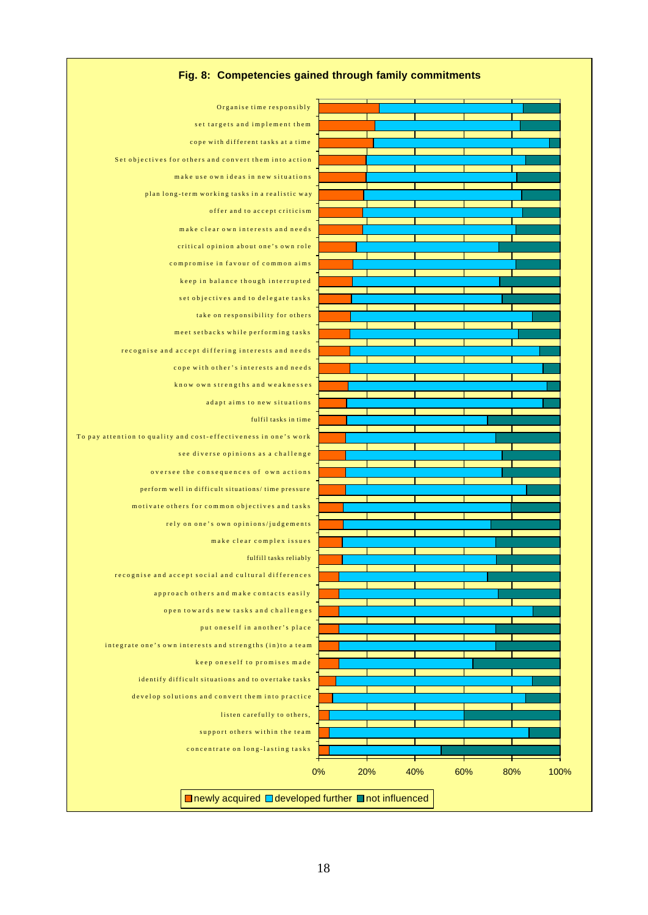**Fig. 8: Competencies gained through family commitments**

Organise time responsibly
set targets and implement them
cope with different tasks at a time
Set objectives for others and convert them into action
make use own ideas in new situations
plan long-term working tasks in a realistic way
offer and to accept criticism
make clear own interests and needs
critical opinion about one's own role
compromise in favour of common aims
keep in balance though interrupted
set objectives and to delegate tasks
take on responsibility for others
meet setbacks while performing tasks
recognise and accept differing interests and needs
cope with other's interests and needs
know own strengths and weaknesses
adapt aims to new situations
fulfil tasks in time
To pay attention to quality and cost-effectiveness in one's work
see diverse opinions as a challenge
oversee the consequences of own actions
perform well in difficult situations/ time pressure
motivate others for common objectives and tasks
rely on one's own opinions/judgements
make clear complex issues
fulfill tasks reliably
recognise and accept social and cultural differences
approach others and make contacts easily
open towards new tasks and challenges
put oneself in another's place
integrate one's own interests and strengths (in)to a team
keep oneself to promises made
identify difficult situations and to overtake tasks
develop solutions and convert them into practice
listen carefully to others,
support others within the team
concentrate on long-lasting tasks

0% 20% 40% 60% 80% 100%

newly acquired | developed further | not influenced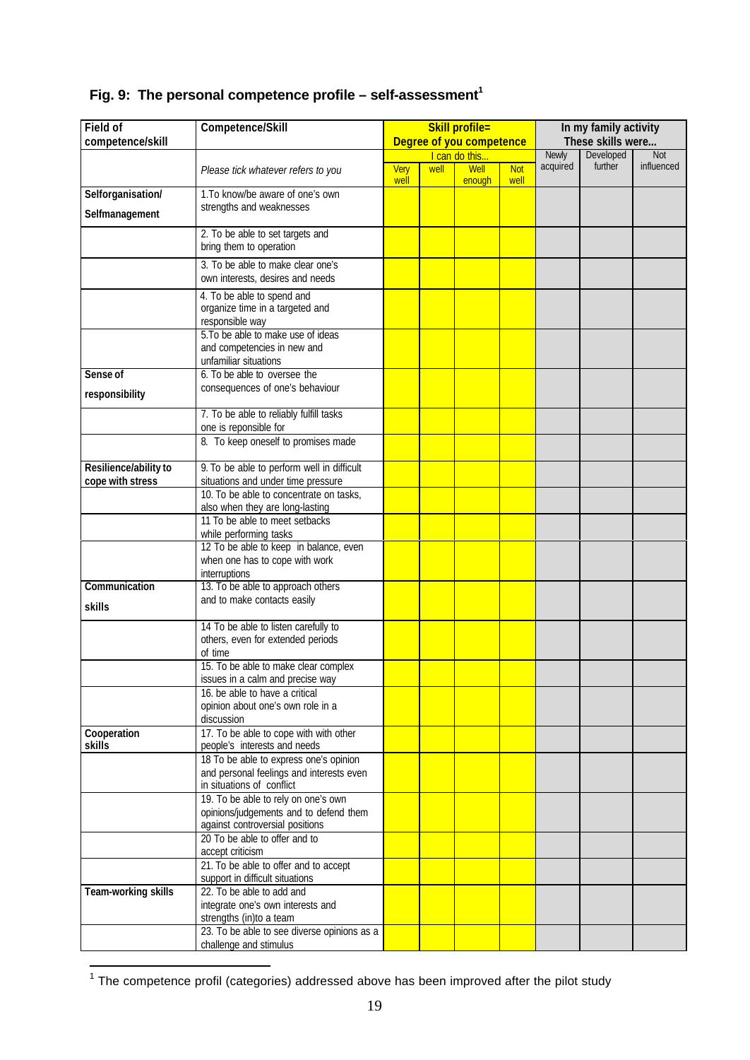## Fig. 9: The personal competence profile – self-assessment[1]

| Field of competence/skill | Competence/Skill | Skill profile= Degree of you competence | | | | In my family activity These skills were... | | |
|---|---|---|---|---|---|---|---|---|
| | | I can do this... | | | | | | |
| | *Please tick whatever refers to you* | Very well | well | Well enough | Not well | Newly acquired | Developed further | Not influenced |
| **Selforganisation/ Selfmanagement** | 1.To know/be aware of one's own strengths and weaknesses | | | | | | | |
| | 2. To be able to set targets and bring them to operation | | | | | | | |
| | 3. To be able to make clear one's own interests, desires and needs | | | | | | | |
| | 4. To be able to spend and organize time in a targeted and responsible way | | | | | | | |
| | 5.To be able to make use of ideas and competencies in new and unfamiliar situations | | | | | | | |
| **Sense of responsibility** | 6. To be able to oversee the consequences of one's behaviour | | | | | | | |
| | 7. To be able to reliably fulfill tasks one is reponsible for | | | | | | | |
| | 8. To keep oneself to promises made | | | | | | | |
| **Resilience/ability to cope with stress** | 9. To be able to perform well in difficult situations and under time pressure | | | | | | | |
| | 10. To be able to concentrate on tasks, also when they are long-lasting | | | | | | | |
| | 11 To be able to meet setbacks while performing tasks | | | | | | | |
| | 12 To be able to keep in balance, even when one has to cope with work interruptions | | | | | | | |
| **Communication skills** | 13. To be able to approach others and to make contacts easily | | | | | | | |
| | 14 To be able to listen carefully to others, even for extended periods of time | | | | | | | |
| | 15. To be able to make clear complex issues in a calm and precise way | | | | | | | |
| | 16. be able to have a critical opinion about one's own role in a discussion | | | | | | | |
| **Cooperation skills** | 17. To be able to cope with with other people's interests and needs | | | | | | | |
| | 18 To be able to express one's opinion and personal feelings and interests even in situations of conflict | | | | | | | |
| | 19. To be able to rely on one's own opinions/judgements and to defend them against controversial positions | | | | | | | |
| | 20 To be able to offer and to accept criticism | | | | | | | |
| | 21. To be able to offer and to accept support in difficult situations | | | | | | | |
| **Team-working skills** | 22. To be able to add and integrate one's own interests and strengths (in)to a team | | | | | | | |
| | 23. To be able to see diverse opinions as a challenge and stimulus | | | | | | | |

[1] The competence profil (categories) addressed above has been improved after the pilot study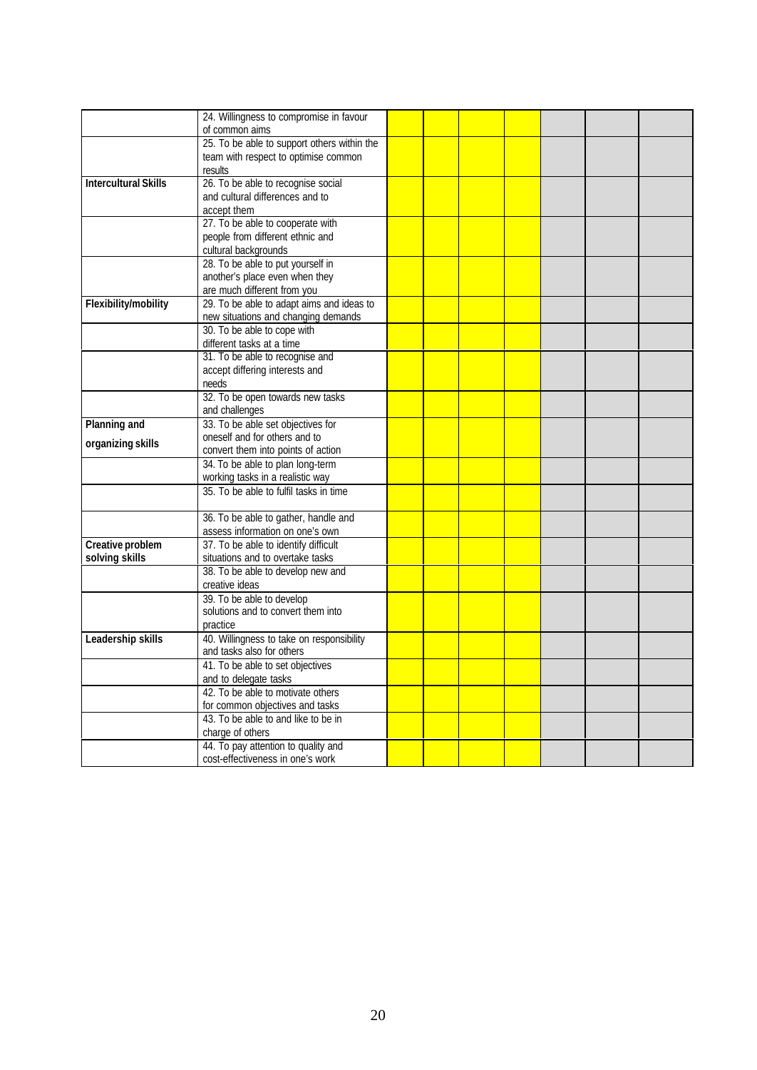| | | | | | | | | |
|---|---|---|---|---|---|---|---|---|
| | 24. Willingness to compromise in favour of common aims | | | | | | | |
| | 25. To be able to support others within the team with respect to optimise common results | | | | | | | |
| **Intercultural Skills** | 26. To be able to recognise social and cultural differences and to accept them | | | | | | | |
| | 27. To be able to cooperate with people from different ethnic and cultural backgrounds | | | | | | | |
| | 28. To be able to put yourself in another's place even when they are much different from you | | | | | | | |
| **Flexibility/mobility** | 29. To be able to adapt aims and ideas to new situations and changing demands | | | | | | | |
| | 30. To be able to cope with different tasks at a time | | | | | | | |
| | 31. To be able to recognise and accept differing interests and needs | | | | | | | |
| | 32. To be open towards new tasks and challenges | | | | | | | |
| **Planning and organizing skills** | 33. To be able set objectives for oneself and for others and to convert them into points of action | | | | | | | |
| | 34. To be able to plan long-term working tasks in a realistic way | | | | | | | |
| | 35. To be able to fulfil tasks in time | | | | | | | |
| | 36. To be able to gather, handle and assess information on one's own | | | | | | | |
| **Creative problem solving skills** | 37. To be able to identify difficult situations and to overtake tasks | | | | | | | |
| | 38. To be able to develop new and creative ideas | | | | | | | |
| | 39. To be able to develop solutions and to convert them into practice | | | | | | | |
| **Leadership skills** | 40. Willingness to take on responsibility and tasks also for others | | | | | | | |
| | 41. To be able to set objectives and to delegate tasks | | | | | | | |
| | 42. To be able to motivate others for common objectives and tasks | | | | | | | |
| | 43. To be able to and like to be in charge of others | | | | | | | |
| | 44. To pay attention to quality and cost-effectiveness in one's work | | | | | | | |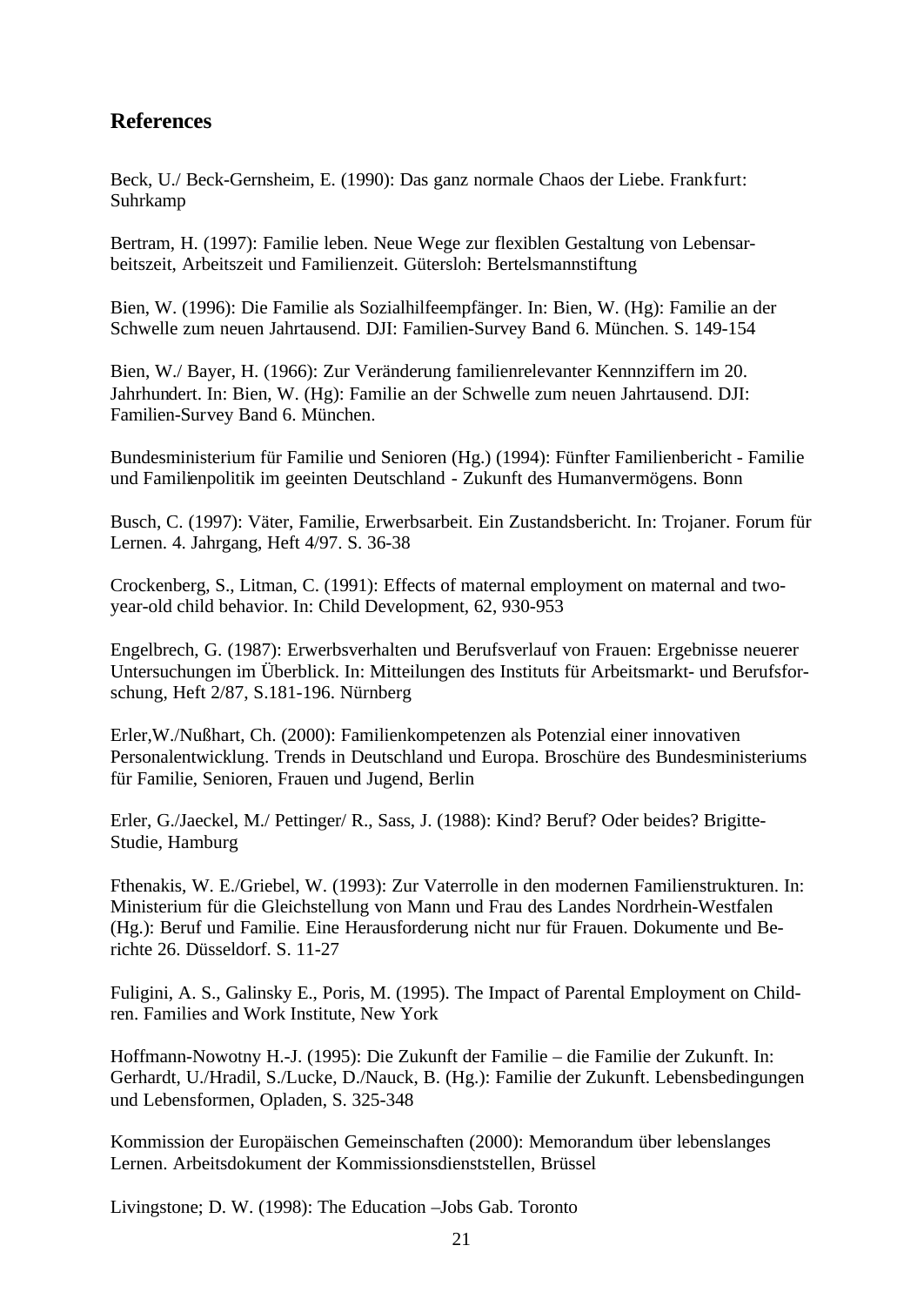## References

Beck, U./ Beck-Gernsheim, E. (1990): Das ganz normale Chaos der Liebe. Frankfurt: Suhrkamp

Bertram, H. (1997): Familie leben. Neue Wege zur flexiblen Gestaltung von Lebensarbeitszeit, Arbeitszeit und Familienzeit. Gütersloh: Bertelsmannstiftung

Bien, W. (1996): Die Familie als Sozialhilfeempfänger. In: Bien, W. (Hg): Familie an der Schwelle zum neuen Jahrtausend. DJI: Familien-Survey Band 6. München. S. 149-154

Bien, W./ Bayer, H. (1966): Zur Veränderung familienrelevanter Kennnziffern im 20. Jahrhundert. In: Bien, W. (Hg): Familie an der Schwelle zum neuen Jahrtausend. DJI: Familien-Survey Band 6. München.

Bundesministerium für Familie und Senioren (Hg.) (1994): Fünfter Familienbericht - Familie und Familienpolitik im geeinten Deutschland - Zukunft des Humanvermögens. Bonn

Busch, C. (1997): Väter, Familie, Erwerbsarbeit. Ein Zustandsbericht. In: Trojaner. Forum für Lernen. 4. Jahrgang, Heft 4/97. S. 36-38

Crockenberg, S., Litman, C. (1991): Effects of maternal employment on maternal and two-year-old child behavior. In: Child Development, 62, 930-953

Engelbrech, G. (1987): Erwerbsverhalten und Berufsverlauf von Frauen: Ergebnisse neuerer Untersuchungen im Überblick. In: Mitteilungen des Instituts für Arbeitsmarkt- und Berufsforschung, Heft 2/87, S.181-196. Nürnberg

Erler,W./Nußhart, Ch. (2000): Familienkompetenzen als Potenzial einer innovativen Personalentwicklung. Trends in Deutschland und Europa. Broschüre des Bundesministeriums für Familie, Senioren, Frauen und Jugend, Berlin

Erler, G./Jaeckel, M./ Pettinger/ R., Sass, J. (1988): Kind? Beruf? Oder beides? Brigitte-Studie, Hamburg

Fthenakis, W. E./Griebel, W. (1993): Zur Vaterrolle in den modernen Familienstrukturen. In: Ministerium für die Gleichstellung von Mann und Frau des Landes Nordrhein-Westfalen (Hg.): Beruf und Familie. Eine Herausforderung nicht nur für Frauen. Dokumente und Berichte 26. Düsseldorf. S. 11-27

Fuligini, A. S., Galinsky E., Poris, M. (1995). The Impact of Parental Employment on Children. Families and Work Institute, New York

Hoffmann-Nowotny H.-J. (1995): Die Zukunft der Familie – die Familie der Zukunft. In: Gerhardt, U./Hradil, S./Lucke, D./Nauck, B. (Hg.): Familie der Zukunft. Lebensbedingungen und Lebensformen, Opladen, S. 325-348

Kommission der Europäischen Gemeinschaften (2000): Memorandum über lebenslanges Lernen. Arbeitsdokument der Kommissionsdienststellen, Brüssel

Livingstone; D. W. (1998): The Education –Jobs Gab. Toronto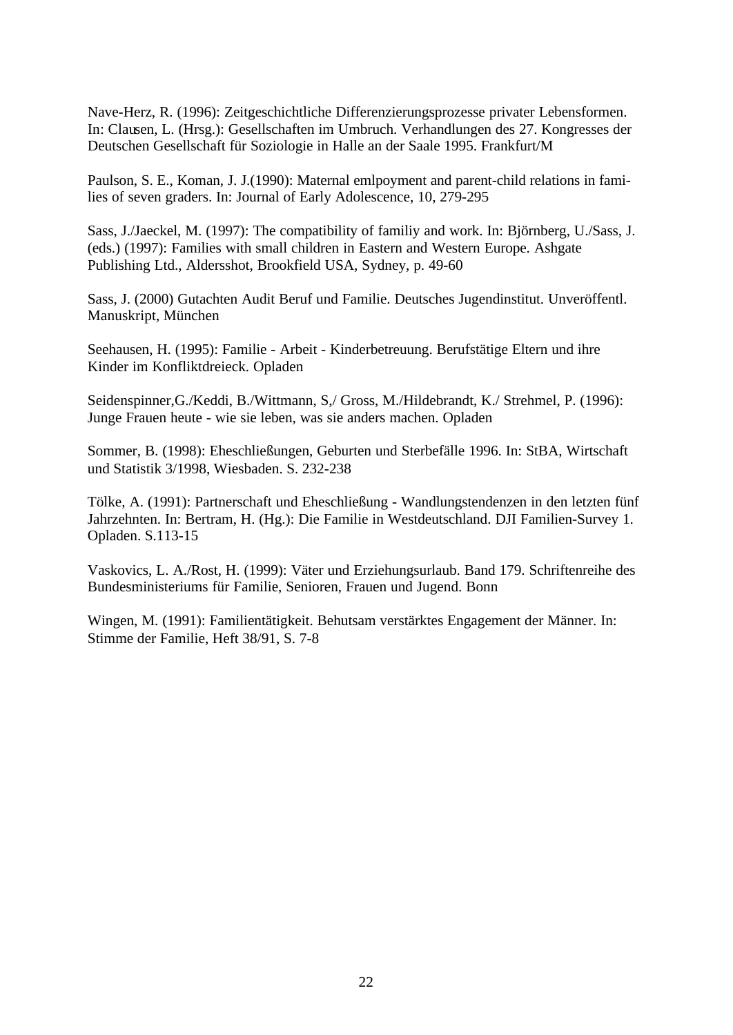Nave-Herz, R. (1996): Zeitgeschichtliche Differenzierungsprozesse privater Lebensformen. In: Clausen, L. (Hrsg.): Gesellschaften im Umbruch. Verhandlungen des 27. Kongresses der Deutschen Gesellschaft für Soziologie in Halle an der Saale 1995. Frankfurt/M

Paulson, S. E., Koman, J. J.(1990): Maternal emlpoyment and parent-child relations in families of seven graders. In: Journal of Early Adolescence, 10, 279-295

Sass, J./Jaeckel, M. (1997): The compatibility of familiy and work. In: Björnberg, U./Sass, J. (eds.) (1997): Families with small children in Eastern and Western Europe. Ashgate Publishing Ltd., Aldersshot, Brookfield USA, Sydney, p. 49-60

Sass, J. (2000) Gutachten Audit Beruf und Familie. Deutsches Jugendinstitut. Unveröffentl. Manuskript, München

Seehausen, H. (1995): Familie - Arbeit - Kinderbetreuung. Berufstätige Eltern und ihre Kinder im Konfliktdreieck. Opladen

Seidenspinner,G./Keddi, B./Wittmann, S,/ Gross, M./Hildebrandt, K./ Strehmel, P. (1996): Junge Frauen heute - wie sie leben, was sie anders machen. Opladen

Sommer, B. (1998): Eheschließungen, Geburten und Sterbefälle 1996. In: StBA, Wirtschaft und Statistik 3/1998, Wiesbaden. S. 232-238

Tölke, A. (1991): Partnerschaft und Eheschließung - Wandlungstendenzen in den letzten fünf Jahrzehnten. In: Bertram, H. (Hg.): Die Familie in Westdeutschland. DJI Familien-Survey 1. Opladen. S.113-15

Vaskovics, L. A./Rost, H. (1999): Väter und Erziehungsurlaub. Band 179. Schriftenreihe des Bundesministeriums für Familie, Senioren, Frauen und Jugend. Bonn

Wingen, M. (1991): Familientätigkeit. Behutsam verstärktes Engagement der Männer. In: Stimme der Familie, Heft 38/91, S. 7-8